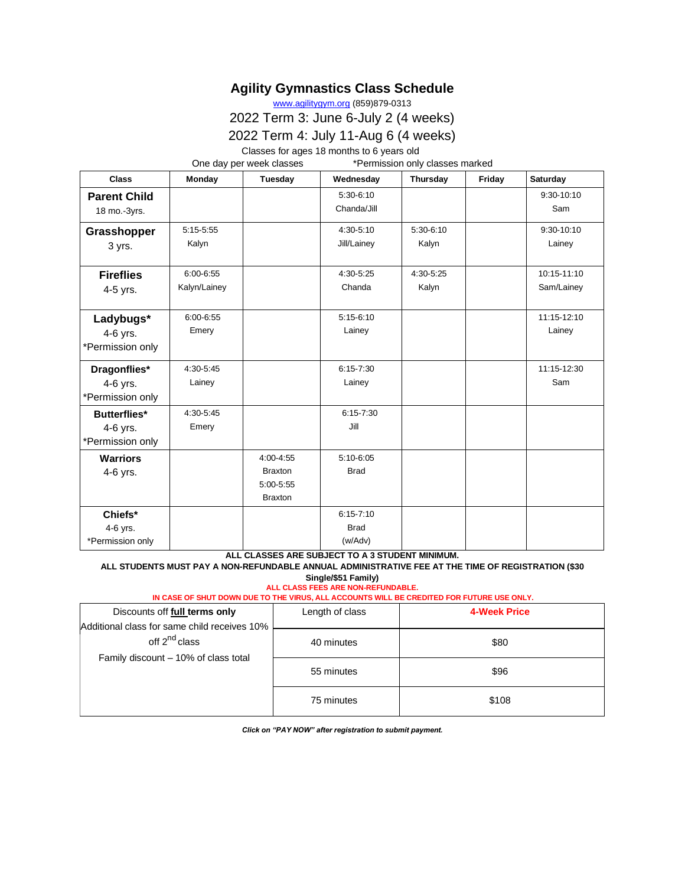# Agility Gymnastics Class Schedule

www.agilitygym.org (859)879-0313

2022 Term 3: June 6-July 2 (4 weeks)

2022 Term 4: July 11-Aug 6 (4 weeks)

Classes for ages 18 months to 6 years old

One day per week classes *Permission only classes marked

| Class | Monday | Tuesday | Wednesday | Thursday | Friday | Saturday |
|---|---|---|---|---|---|---|
| **Parent Child** 18 mo.-3yrs. | | | 5:30-6:10 Chanda/Jill | | | 9:30-10:10 Sam |
| **Grasshopper** 3 yrs. | 5:15-5:55 Kalyn | | 4:30-5:10 Jill/Lainey | 5:30-6:10 Kalyn | | 9:30-10:10 Lainey |
| **Fireflies** 4-5 yrs. | 6:00-6:55 Kalyn/Lainey | | 4:30-5:25 Chanda | 4:30-5:25 Kalyn | | 10:15-11:10 Sam/Lainey |
| **Ladybugs*** 4-6 yrs. *Permission only | 6:00-6:55 Emery | | 5:15-6:10 Lainey | | | 11:15-12:10 Lainey |
| **Dragonflies*** 4-6 yrs. *Permission only | 4:30-5:45 Lainey | | 6:15-7:30 Lainey | | | 11:15-12:30 Sam |
| **Butterflies*** 4-6 yrs. *Permission only | 4:30-5:45 Emery | | 6:15-7:30 Jill | | | |
| **Warriors** 4-6 yrs. | | 4:00-4:55 Braxton 5:00-5:55 Braxton | 5:10-6:05 Brad | | | |
| **Chiefs*** 4-6 yrs. *Permission only | | | 6:15-7:10 Brad (w/Adv) | | | |

**ALL CLASSES ARE SUBJECT TO A 3 STUDENT MINIMUM.**

**ALL STUDENTS MUST PAY A NON-REFUNDABLE ANNUAL ADMINISTRATIVE FEE AT THE TIME OF REGISTRATION ($30 Single/$51 Family)**

**ALL CLASS FEES ARE NON-REFUNDABLE.**

**IN CASE OF SHUT DOWN DUE TO THE VIRUS, ALL ACCOUNTS WILL BE CREDITED FOR FUTURE USE ONLY.**

| Discounts off **full** terms only | Length of class | **4-Week Price** |
|---|---|---|
| Additional class for same child receives 10% off 2nd class | 40 minutes | $80 |
| Family discount – 10% of class total | 55 minutes | $96 |
| | 75 minutes | $108 |

***Click on "PAY NOW" after registration to submit payment.***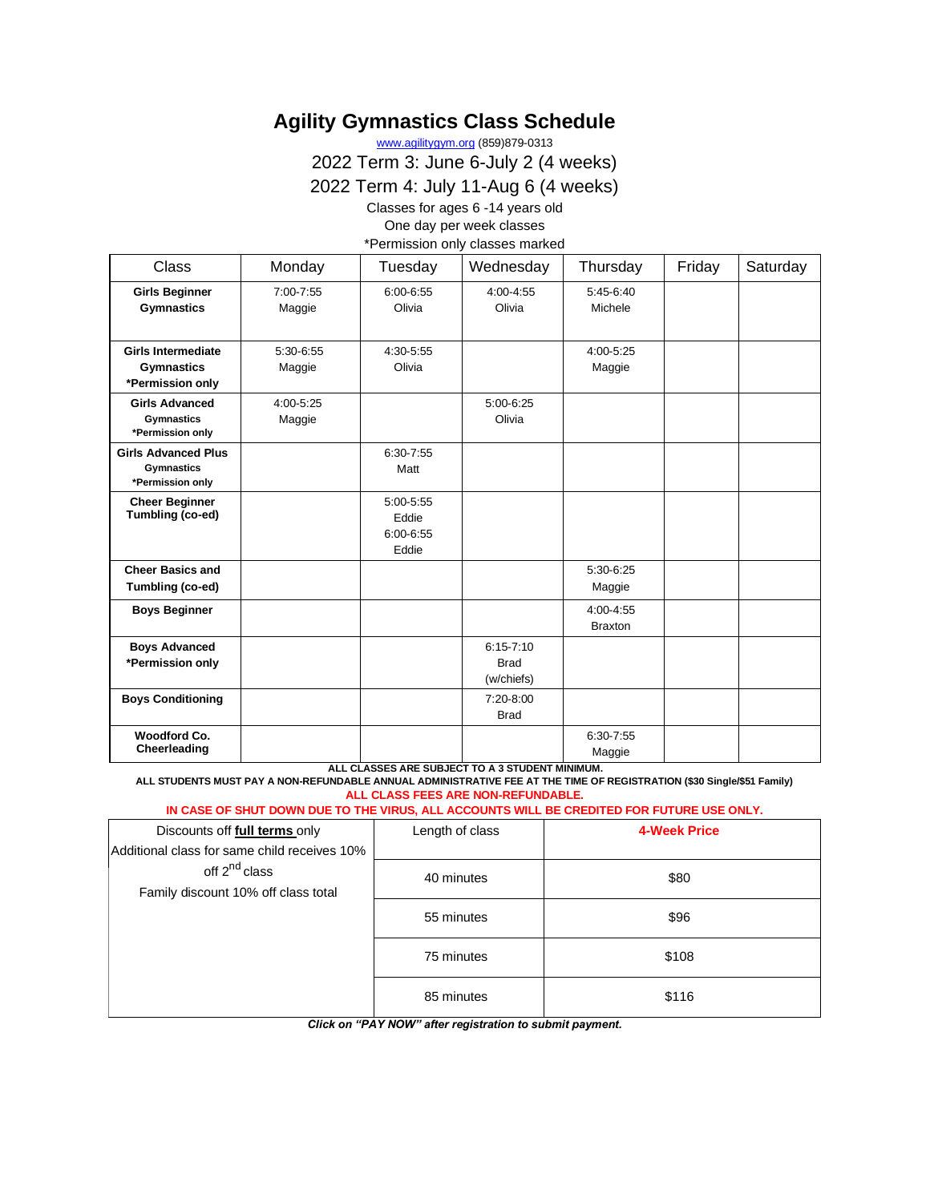# Agility Gymnastics Class Schedule

www.agilitygym.org (859)879-0313

2022 Term 3: June 6-July 2 (4 weeks)

2022 Term 4: July 11-Aug 6 (4 weeks)

Classes for ages 6 -14 years old

One day per week classes

*Permission only classes marked

| Class | Monday | Tuesday | Wednesday | Thursday | Friday | Saturday |
|---|---|---|---|---|---|---|
| **Girls Beginner Gymnastics** | 7:00-7:55 Maggie | 6:00-6:55 Olivia | 4:00-4:55 Olivia | 5:45-6:40 Michele | | |
| **Girls Intermediate Gymnastics *Permission only** | 5:30-6:55 Maggie | 4:30-5:55 Olivia | | 4:00-5:25 Maggie | | |
| **Girls Advanced Gymnastics *Permission only** | 4:00-5:25 Maggie | | 5:00-6:25 Olivia | | | |
| **Girls Advanced Plus Gymnastics *Permission only** | | 6:30-7:55 Matt | | | | |
| **Cheer Beginner Tumbling (co-ed)** | | 5:00-5:55 Eddie 6:00-6:55 Eddie | | | | |
| **Cheer Basics and Tumbling (co-ed)** | | | | 5:30-6:25 Maggie | | |
| **Boys Beginner** | | | | 4:00-4:55 Braxton | | |
| **Boys Advanced *Permission only** | | | 6:15-7:10 Brad (w/chiefs) | | | |
| **Boys Conditioning** | | | 7:20-8:00 Brad | | | |
| **Woodford Co. Cheerleading** | | | | 6:30-7:55 Maggie | | |

**ALL CLASSES ARE SUBJECT TO A 3 STUDENT MINIMUM.**

**ALL STUDENTS MUST PAY A NON-REFUNDABLE ANNUAL ADMINISTRATIVE FEE AT THE TIME OF REGISTRATION ($30 Single/$51 Family)**

**ALL CLASS FEES ARE NON-REFUNDABLE.**

**IN CASE OF SHUT DOWN DUE TO THE VIRUS, ALL ACCOUNTS WILL BE CREDITED FOR FUTURE USE ONLY.**

| Discounts off **full terms** only<br>Additional class for same child receives 10% off 2nd class<br>Family discount 10% off class total | Length of class | **4-Week Price** |
|---|---|---|
| | 40 minutes | $80 |
| | 55 minutes | $96 |
| | 75 minutes | $108 |
| | 85 minutes | $116 |

***Click on "PAY NOW" after registration to submit payment.***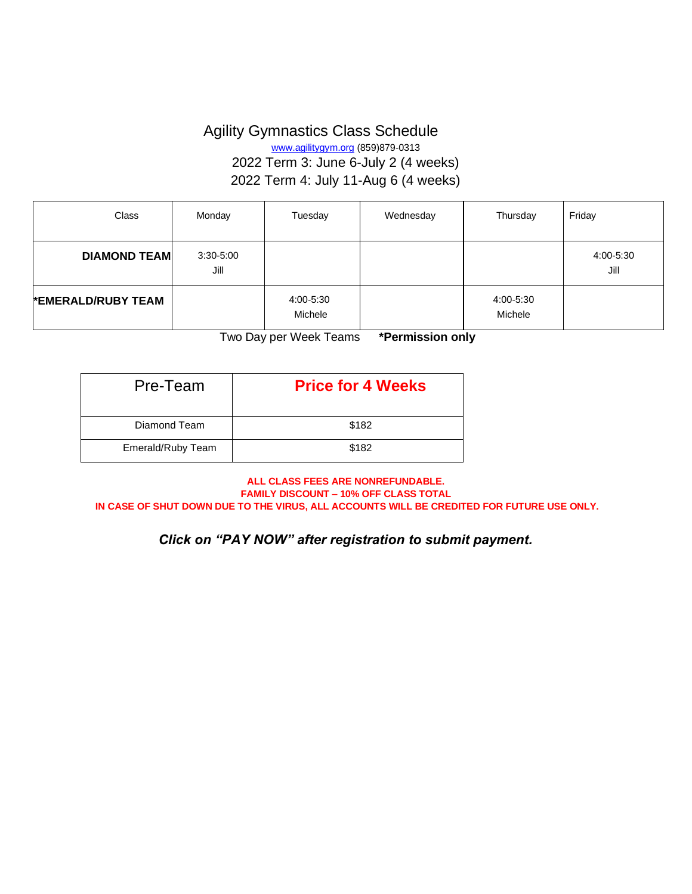# Agility Gymnastics Class Schedule

www.agilitygym.org (859)879-0313

2022 Term 3: June 6-July 2 (4 weeks)

2022 Term 4: July 11-Aug 6 (4 weeks)

| Class | Monday | Tuesday | Wednesday | Thursday | Friday |
|---|---|---|---|---|---|
| **DIAMOND TEAM** | 3:30-5:00 Jill | | | | 4:00-5:30 Jill |
| ***EMERALD/RUBY TEAM** | | 4:00-5:30 Michele | | 4:00-5:30 Michele | |

Two Day per Week Teams **\*Permission only**

| Pre-Team | **Price for 4 Weeks** |
|---|---|
| Diamond Team | $182 |
| Emerald/Ruby Team | $182 |

**ALL CLASS FEES ARE NONREFUNDABLE.**
**FAMILY DISCOUNT – 10% OFF CLASS TOTAL**
**IN CASE OF SHUT DOWN DUE TO THE VIRUS, ALL ACCOUNTS WILL BE CREDITED FOR FUTURE USE ONLY.**

***Click on "PAY NOW" after registration to submit payment.***